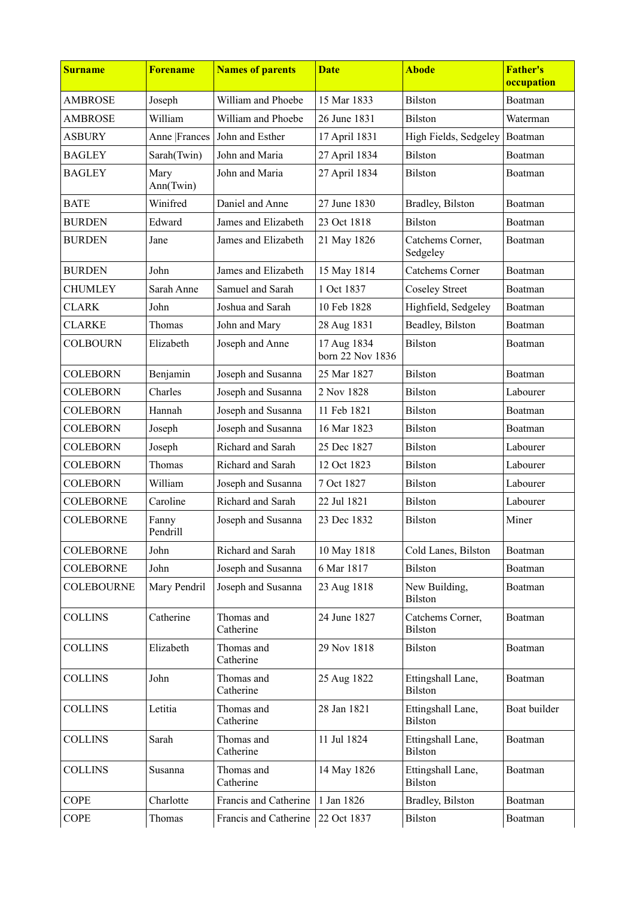| Surname | Forename | Names of parents | Date | Abode | Father's occupation |
|---|---|---|---|---|---|
| AMBROSE | Joseph | William and Phoebe | 15 Mar 1833 | Bilston | Boatman |
| AMBROSE | William | William and Phoebe | 26 June 1831 | Bilston | Waterman |
| ASBURY | Anne |Frances | John and Esther | 17 April 1831 | High Fields, Sedgeley | Boatman |
| BAGLEY | Sarah(Twin) | John and Maria | 27 April 1834 | Bilston | Boatman |
| BAGLEY | Mary Ann(Twin) | John and Maria | 27 April 1834 | Bilston | Boatman |
| BATE | Winifred | Daniel and Anne | 27 June 1830 | Bradley, Bilston | Boatman |
| BURDEN | Edward | James and Elizabeth | 23 Oct 1818 | Bilston | Boatman |
| BURDEN | Jane | James and Elizabeth | 21 May 1826 | Catchems Corner, Sedgeley | Boatman |
| BURDEN | John | James and Elizabeth | 15 May 1814 | Catchems Corner | Boatman |
| CHUMLEY | Sarah Anne | Samuel and Sarah | 1 Oct 1837 | Coseley Street | Boatman |
| CLARK | John | Joshua and Sarah | 10 Feb 1828 | Highfield, Sedgeley | Boatman |
| CLARKE | Thomas | John and Mary | 28 Aug 1831 | Beadley, Bilston | Boatman |
| COLBOURN | Elizabeth | Joseph and Anne | 17 Aug 1834 born 22 Nov 1836 | Bilston | Boatman |
| COLEBORN | Benjamin | Joseph and Susanna | 25 Mar 1827 | Bilston | Boatman |
| COLEBORN | Charles | Joseph and Susanna | 2 Nov 1828 | Bilston | Labourer |
| COLEBORN | Hannah | Joseph and Susanna | 11 Feb 1821 | Bilston | Boatman |
| COLEBORN | Joseph | Joseph and Susanna | 16 Mar 1823 | Bilston | Boatman |
| COLEBORN | Joseph | Richard and Sarah | 25 Dec 1827 | Bilston | Labourer |
| COLEBORN | Thomas | Richard and Sarah | 12 Oct 1823 | Bilston | Labourer |
| COLEBORN | William | Joseph and Susanna | 7 Oct 1827 | Bilston | Labourer |
| COLEBORNE | Caroline | Richard and Sarah | 22 Jul 1821 | Bilston | Labourer |
| COLEBORNE | Fanny Pendrill | Joseph and Susanna | 23 Dec 1832 | Bilston | Miner |
| COLEBORNE | John | Richard and Sarah | 10 May 1818 | Cold Lanes, Bilston | Boatman |
| COLEBORNE | John | Joseph and Susanna | 6 Mar 1817 | Bilston | Boatman |
| COLEBOURNE | Mary Pendril | Joseph and Susanna | 23 Aug 1818 | New Building, Bilston | Boatman |
| COLLINS | Catherine | Thomas and Catherine | 24 June 1827 | Catchems Corner, Bilston | Boatman |
| COLLINS | Elizabeth | Thomas and Catherine | 29 Nov 1818 | Bilston | Boatman |
| COLLINS | John | Thomas and Catherine | 25 Aug 1822 | Ettingshall Lane, Bilston | Boatman |
| COLLINS | Letitia | Thomas and Catherine | 28 Jan 1821 | Ettingshall Lane, Bilston | Boat builder |
| COLLINS | Sarah | Thomas and Catherine | 11 Jul 1824 | Ettingshall Lane, Bilston | Boatman |
| COLLINS | Susanna | Thomas and Catherine | 14 May 1826 | Ettingshall Lane, Bilston | Boatman |
| COPE | Charlotte | Francis and Catherine | 1 Jan 1826 | Bradley, Bilston | Boatman |
| COPE | Thomas | Francis and Catherine | 22 Oct 1837 | Bilston | Boatman |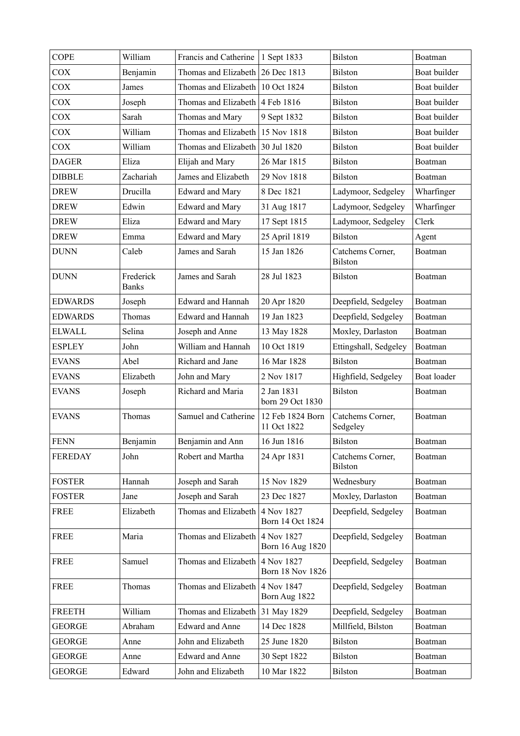| COPE | William | Francis and Catherine | 1 Sept 1833 | Bilston | Boatman |
|---|---|---|---|---|---|
| COX | Benjamin | Thomas and Elizabeth | 26 Dec 1813 | Bilston | Boat builder |
| COX | James | Thomas and Elizabeth | 10 Oct 1824 | Bilston | Boat builder |
| COX | Joseph | Thomas and Elizabeth | 4 Feb 1816 | Bilston | Boat builder |
| COX | Sarah | Thomas and Mary | 9 Sept 1832 | Bilston | Boat builder |
| COX | William | Thomas and Elizabeth | 15 Nov 1818 | Bilston | Boat builder |
| COX | William | Thomas and Elizabeth | 30 Jul 1820 | Bilston | Boat builder |
| DAGER | Eliza | Elijah and Mary | 26 Mar 1815 | Bilston | Boatman |
| DIBBLE | Zachariah | James and Elizabeth | 29 Nov 1818 | Bilston | Boatman |
| DREW | Drucilla | Edward and Mary | 8 Dec 1821 | Ladymoor, Sedgeley | Wharfinger |
| DREW | Edwin | Edward and Mary | 31 Aug 1817 | Ladymoor, Sedgeley | Wharfinger |
| DREW | Eliza | Edward and Mary | 17 Sept 1815 | Ladymoor, Sedgeley | Clerk |
| DREW | Emma | Edward and Mary | 25 April 1819 | Bilston | Agent |
| DUNN | Caleb | James and Sarah | 15 Jan 1826 | Catchems Corner, Bilston | Boatman |
| DUNN | Frederick Banks | James and Sarah | 28 Jul 1823 | Bilston | Boatman |
| EDWARDS | Joseph | Edward and Hannah | 20 Apr 1820 | Deepfield, Sedgeley | Boatman |
| EDWARDS | Thomas | Edward and Hannah | 19 Jan 1823 | Deepfield, Sedgeley | Boatman |
| ELWALL | Selina | Joseph and Anne | 13 May 1828 | Moxley, Darlaston | Boatman |
| ESPLEY | John | William and Hannah | 10 Oct 1819 | Ettingshall, Sedgeley | Boatman |
| EVANS | Abel | Richard and Jane | 16 Mar 1828 | Bilston | Boatman |
| EVANS | Elizabeth | John and Mary | 2 Nov 1817 | Highfield, Sedgeley | Boat loader |
| EVANS | Joseph | Richard and Maria | 2 Jan 1831 born 29 Oct 1830 | Bilston | Boatman |
| EVANS | Thomas | Samuel and Catherine | 12 Feb 1824 Born 11 Oct 1822 | Catchems Corner, Sedgeley | Boatman |
| FENN | Benjamin | Benjamin and Ann | 16 Jun 1816 | Bilston | Boatman |
| FEREDAY | John | Robert and Martha | 24 Apr 1831 | Catchems Corner, Bilston | Boatman |
| FOSTER | Hannah | Joseph and Sarah | 15 Nov 1829 | Wednesbury | Boatman |
| FOSTER | Jane | Joseph and Sarah | 23 Dec 1827 | Moxley, Darlaston | Boatman |
| FREE | Elizabeth | Thomas and Elizabeth | 4 Nov 1827 Born 14 Oct 1824 | Deepfield, Sedgeley | Boatman |
| FREE | Maria | Thomas and Elizabeth | 4 Nov 1827 Born 16 Aug 1820 | Deepfield, Sedgeley | Boatman |
| FREE | Samuel | Thomas and Elizabeth | 4 Nov 1827 Born 18 Nov 1826 | Deepfield, Sedgeley | Boatman |
| FREE | Thomas | Thomas and Elizabeth | 4 Nov 1847 Born Aug 1822 | Deepfield, Sedgeley | Boatman |
| FREETH | William | Thomas and Elizabeth | 31 May 1829 | Deepfield, Sedgeley | Boatman |
| GEORGE | Abraham | Edward and Anne | 14 Dec 1828 | Millfield, Bilston | Boatman |
| GEORGE | Anne | John and Elizabeth | 25 June 1820 | Bilston | Boatman |
| GEORGE | Anne | Edward and Anne | 30 Sept 1822 | Bilston | Boatman |
| GEORGE | Edward | John and Elizabeth | 10 Mar 1822 | Bilston | Boatman |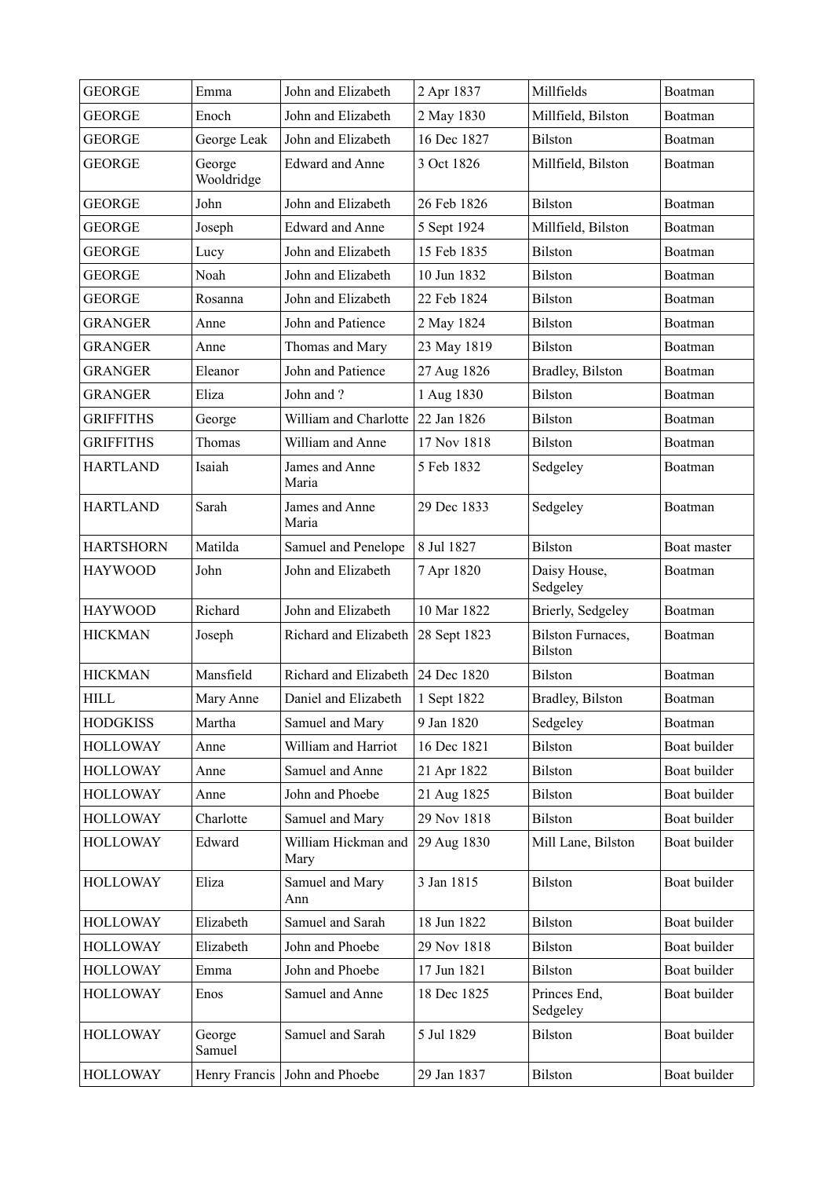| GEORGE | Emma | John and Elizabeth | 2 Apr 1837 | Millfields | Boatman |
|---|---|---|---|---|---|
| GEORGE | Enoch | John and Elizabeth | 2 May 1830 | Millfield, Bilston | Boatman |
| GEORGE | George Leak | John and Elizabeth | 16 Dec 1827 | Bilston | Boatman |
| GEORGE | George Wooldridge | Edward and Anne | 3 Oct 1826 | Millfield, Bilston | Boatman |
| GEORGE | John | John and Elizabeth | 26 Feb 1826 | Bilston | Boatman |
| GEORGE | Joseph | Edward and Anne | 5 Sept 1924 | Millfield, Bilston | Boatman |
| GEORGE | Lucy | John and Elizabeth | 15 Feb 1835 | Bilston | Boatman |
| GEORGE | Noah | John and Elizabeth | 10 Jun 1832 | Bilston | Boatman |
| GEORGE | Rosanna | John and Elizabeth | 22 Feb 1824 | Bilston | Boatman |
| GRANGER | Anne | John and Patience | 2 May 1824 | Bilston | Boatman |
| GRANGER | Anne | Thomas and Mary | 23 May 1819 | Bilston | Boatman |
| GRANGER | Eleanor | John and Patience | 27 Aug 1826 | Bradley, Bilston | Boatman |
| GRANGER | Eliza | John and ? | 1 Aug 1830 | Bilston | Boatman |
| GRIFFITHS | George | William and Charlotte | 22 Jan 1826 | Bilston | Boatman |
| GRIFFITHS | Thomas | William and Anne | 17 Nov 1818 | Bilston | Boatman |
| HARTLAND | Isaiah | James and Anne Maria | 5 Feb 1832 | Sedgeley | Boatman |
| HARTLAND | Sarah | James and Anne Maria | 29 Dec 1833 | Sedgeley | Boatman |
| HARTSHORN | Matilda | Samuel and Penelope | 8 Jul 1827 | Bilston | Boat master |
| HAYWOOD | John | John and Elizabeth | 7 Apr 1820 | Daisy House, Sedgeley | Boatman |
| HAYWOOD | Richard | John and Elizabeth | 10 Mar 1822 | Brierly, Sedgeley | Boatman |
| HICKMAN | Joseph | Richard and Elizabeth | 28 Sept 1823 | Bilston Furnaces, Bilston | Boatman |
| HICKMAN | Mansfield | Richard and Elizabeth | 24 Dec 1820 | Bilston | Boatman |
| HILL | Mary Anne | Daniel and Elizabeth | 1 Sept 1822 | Bradley, Bilston | Boatman |
| HODGKISS | Martha | Samuel and Mary | 9 Jan 1820 | Sedgeley | Boatman |
| HOLLOWAY | Anne | William and Harriot | 16 Dec 1821 | Bilston | Boat builder |
| HOLLOWAY | Anne | Samuel and Anne | 21 Apr 1822 | Bilston | Boat builder |
| HOLLOWAY | Anne | John and Phoebe | 21 Aug 1825 | Bilston | Boat builder |
| HOLLOWAY | Charlotte | Samuel and Mary | 29 Nov 1818 | Bilston | Boat builder |
| HOLLOWAY | Edward | William Hickman and Mary | 29 Aug 1830 | Mill Lane, Bilston | Boat builder |
| HOLLOWAY | Eliza | Samuel and Mary Ann | 3 Jan 1815 | Bilston | Boat builder |
| HOLLOWAY | Elizabeth | Samuel and Sarah | 18 Jun 1822 | Bilston | Boat builder |
| HOLLOWAY | Elizabeth | John and Phoebe | 29 Nov 1818 | Bilston | Boat builder |
| HOLLOWAY | Emma | John and Phoebe | 17 Jun 1821 | Bilston | Boat builder |
| HOLLOWAY | Enos | Samuel and Anne | 18 Dec 1825 | Princes End, Sedgeley | Boat builder |
| HOLLOWAY | George Samuel | Samuel and Sarah | 5 Jul 1829 | Bilston | Boat builder |
| HOLLOWAY | Henry Francis | John and Phoebe | 29 Jan 1837 | Bilston | Boat builder |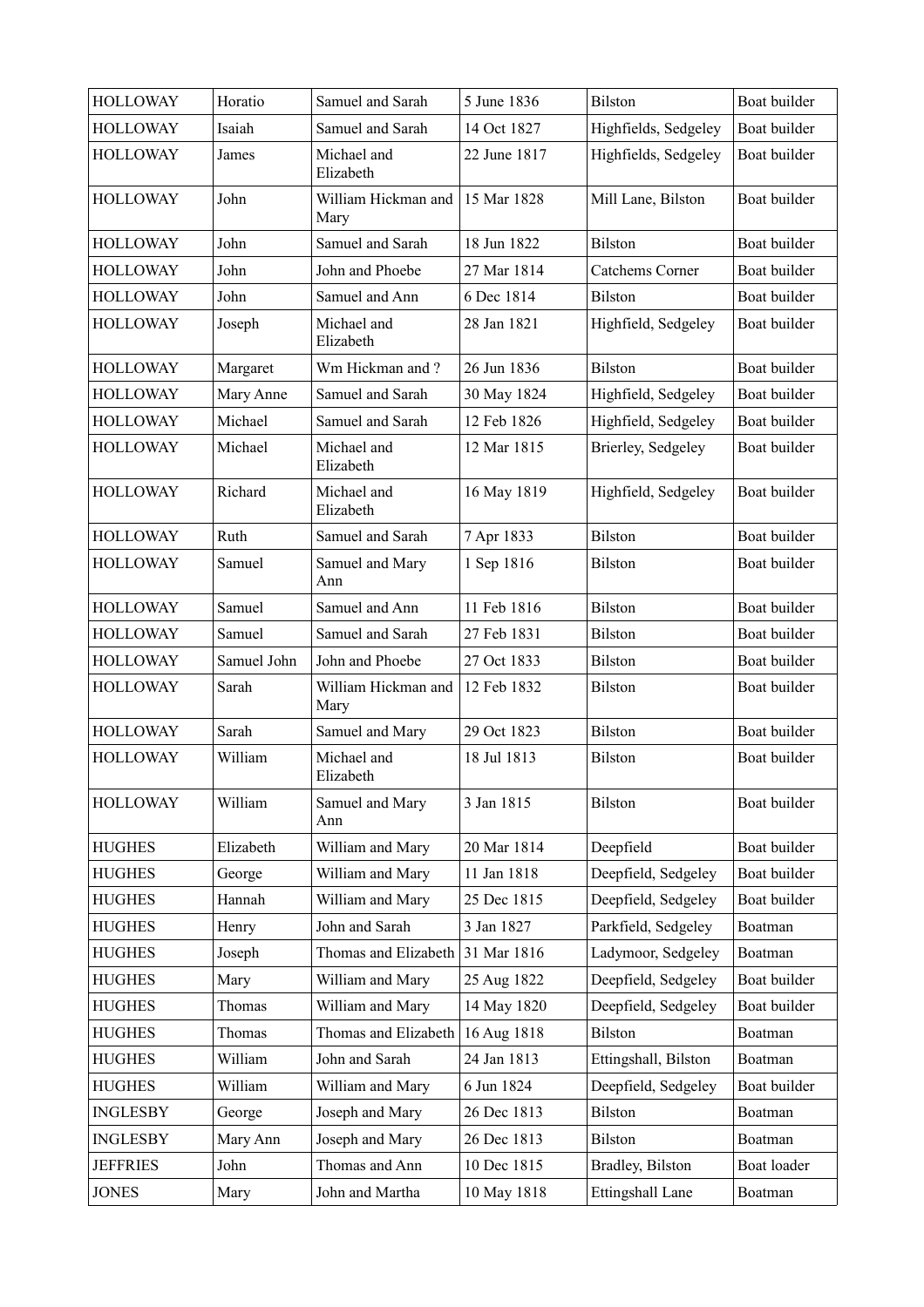| HOLLOWAY | Horatio | Samuel and Sarah | 5 June 1836 | Bilston | Boat builder |
|---|---|---|---|---|---|
| HOLLOWAY | Isaiah | Samuel and Sarah | 14 Oct 1827 | Highfields, Sedgeley | Boat builder |
| HOLLOWAY | James | Michael and Elizabeth | 22 June 1817 | Highfields, Sedgeley | Boat builder |
| HOLLOWAY | John | William Hickman and Mary | 15 Mar 1828 | Mill Lane, Bilston | Boat builder |
| HOLLOWAY | John | Samuel and Sarah | 18 Jun 1822 | Bilston | Boat builder |
| HOLLOWAY | John | John and Phoebe | 27 Mar 1814 | Catchems Corner | Boat builder |
| HOLLOWAY | John | Samuel and Ann | 6 Dec 1814 | Bilston | Boat builder |
| HOLLOWAY | Joseph | Michael and Elizabeth | 28 Jan 1821 | Highfield, Sedgeley | Boat builder |
| HOLLOWAY | Margaret | Wm Hickman and ? | 26 Jun 1836 | Bilston | Boat builder |
| HOLLOWAY | Mary Anne | Samuel and Sarah | 30 May 1824 | Highfield, Sedgeley | Boat builder |
| HOLLOWAY | Michael | Samuel and Sarah | 12 Feb 1826 | Highfield, Sedgeley | Boat builder |
| HOLLOWAY | Michael | Michael and Elizabeth | 12 Mar 1815 | Brierley, Sedgeley | Boat builder |
| HOLLOWAY | Richard | Michael and Elizabeth | 16 May 1819 | Highfield, Sedgeley | Boat builder |
| HOLLOWAY | Ruth | Samuel and Sarah | 7 Apr 1833 | Bilston | Boat builder |
| HOLLOWAY | Samuel | Samuel and Mary Ann | 1 Sep 1816 | Bilston | Boat builder |
| HOLLOWAY | Samuel | Samuel and Ann | 11 Feb 1816 | Bilston | Boat builder |
| HOLLOWAY | Samuel | Samuel and Sarah | 27 Feb 1831 | Bilston | Boat builder |
| HOLLOWAY | Samuel John | John and Phoebe | 27 Oct 1833 | Bilston | Boat builder |
| HOLLOWAY | Sarah | William Hickman and Mary | 12 Feb 1832 | Bilston | Boat builder |
| HOLLOWAY | Sarah | Samuel and Mary | 29 Oct 1823 | Bilston | Boat builder |
| HOLLOWAY | William | Michael and Elizabeth | 18 Jul 1813 | Bilston | Boat builder |
| HOLLOWAY | William | Samuel and Mary Ann | 3 Jan 1815 | Bilston | Boat builder |
| HUGHES | Elizabeth | William and Mary | 20 Mar 1814 | Deepfield | Boat builder |
| HUGHES | George | William and Mary | 11 Jan 1818 | Deepfield, Sedgeley | Boat builder |
| HUGHES | Hannah | William and Mary | 25 Dec 1815 | Deepfield, Sedgeley | Boat builder |
| HUGHES | Henry | John and Sarah | 3 Jan 1827 | Parkfield, Sedgeley | Boatman |
| HUGHES | Joseph | Thomas and Elizabeth | 31 Mar 1816 | Ladymoor, Sedgeley | Boatman |
| HUGHES | Mary | William and Mary | 25 Aug 1822 | Deepfield, Sedgeley | Boat builder |
| HUGHES | Thomas | William and Mary | 14 May 1820 | Deepfield, Sedgeley | Boat builder |
| HUGHES | Thomas | Thomas and Elizabeth | 16 Aug 1818 | Bilston | Boatman |
| HUGHES | William | John and Sarah | 24 Jan 1813 | Ettingshall, Bilston | Boatman |
| HUGHES | William | William and Mary | 6 Jun 1824 | Deepfield, Sedgeley | Boat builder |
| INGLESBY | George | Joseph and Mary | 26 Dec 1813 | Bilston | Boatman |
| INGLESBY | Mary Ann | Joseph and Mary | 26 Dec 1813 | Bilston | Boatman |
| JEFFRIES | John | Thomas and Ann | 10 Dec 1815 | Bradley, Bilston | Boat loader |
| JONES | Mary | John and Martha | 10 May 1818 | Ettingshall Lane | Boatman |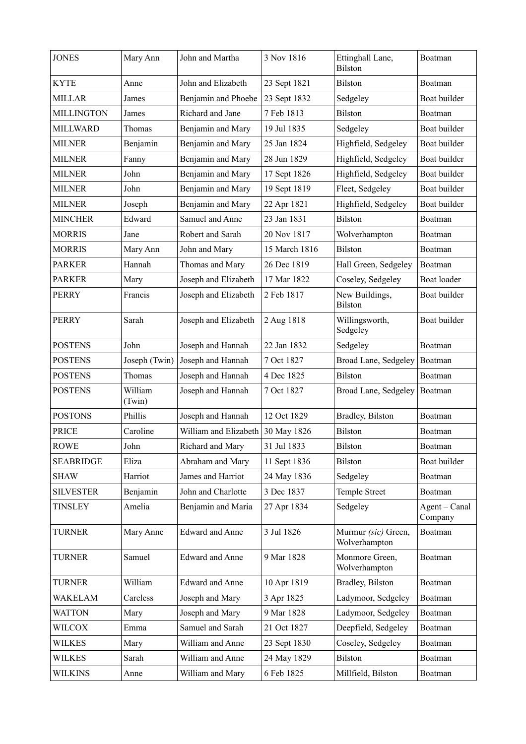| JONES | Mary Ann | John and Martha | 3 Nov 1816 | Ettinghall Lane, Bilston | Boatman |
|---|---|---|---|---|---|
| KYTE | Anne | John and Elizabeth | 23 Sept 1821 | Bilston | Boatman |
| MILLAR | James | Benjamin and Phoebe | 23 Sept 1832 | Sedgeley | Boat builder |
| MILLINGTON | James | Richard and Jane | 7 Feb 1813 | Bilston | Boatman |
| MILLWARD | Thomas | Benjamin and Mary | 19 Jul 1835 | Sedgeley | Boat builder |
| MILNER | Benjamin | Benjamin and Mary | 25 Jan 1824 | Highfield, Sedgeley | Boat builder |
| MILNER | Fanny | Benjamin and Mary | 28 Jun 1829 | Highfield, Sedgeley | Boat builder |
| MILNER | John | Benjamin and Mary | 17 Sept 1826 | Highfield, Sedgeley | Boat builder |
| MILNER | John | Benjamin and Mary | 19 Sept 1819 | Fleet, Sedgeley | Boat builder |
| MILNER | Joseph | Benjamin and Mary | 22 Apr 1821 | Highfield, Sedgeley | Boat builder |
| MINCHER | Edward | Samuel and Anne | 23 Jan 1831 | Bilston | Boatman |
| MORRIS | Jane | Robert and Sarah | 20 Nov 1817 | Wolverhampton | Boatman |
| MORRIS | Mary Ann | John and Mary | 15 March 1816 | Bilston | Boatman |
| PARKER | Hannah | Thomas and Mary | 26 Dec 1819 | Hall Green, Sedgeley | Boatman |
| PARKER | Mary | Joseph and Elizabeth | 17 Mar 1822 | Coseley, Sedgeley | Boat loader |
| PERRY | Francis | Joseph and Elizabeth | 2 Feb 1817 | New Buildings, Bilston | Boat builder |
| PERRY | Sarah | Joseph and Elizabeth | 2 Aug 1818 | Willingsworth, Sedgeley | Boat builder |
| POSTENS | John | Joseph and Hannah | 22 Jan 1832 | Sedgeley | Boatman |
| POSTENS | Joseph (Twin) | Joseph and Hannah | 7 Oct 1827 | Broad Lane, Sedgeley | Boatman |
| POSTENS | Thomas | Joseph and Hannah | 4 Dec 1825 | Bilston | Boatman |
| POSTENS | William (Twin) | Joseph and Hannah | 7 Oct 1827 | Broad Lane, Sedgeley | Boatman |
| POSTONS | Phillis | Joseph and Hannah | 12 Oct 1829 | Bradley, Bilston | Boatman |
| PRICE | Caroline | William and Elizabeth | 30 May 1826 | Bilston | Boatman |
| ROWE | John | Richard and Mary | 31 Jul 1833 | Bilston | Boatman |
| SEABRIDGE | Eliza | Abraham and Mary | 11 Sept 1836 | Bilston | Boat builder |
| SHAW | Harriot | James and Harriot | 24 May 1836 | Sedgeley | Boatman |
| SILVESTER | Benjamin | John and Charlotte | 3 Dec 1837 | Temple Street | Boatman |
| TINSLEY | Amelia | Benjamin and Maria | 27 Apr 1834 | Sedgeley | Agent – Canal Company |
| TURNER | Mary Anne | Edward and Anne | 3 Jul 1826 | Murmur *(sic)* Green, Wolverhampton | Boatman |
| TURNER | Samuel | Edward and Anne | 9 Mar 1828 | Monmore Green, Wolverhampton | Boatman |
| TURNER | William | Edward and Anne | 10 Apr 1819 | Bradley, Bilston | Boatman |
| WAKELAM | Careless | Joseph and Mary | 3 Apr 1825 | Ladymoor, Sedgeley | Boatman |
| WATTON | Mary | Joseph and Mary | 9 Mar 1828 | Ladymoor, Sedgeley | Boatman |
| WILCOX | Emma | Samuel and Sarah | 21 Oct 1827 | Deepfield, Sedgeley | Boatman |
| WILKES | Mary | William and Anne | 23 Sept 1830 | Coseley, Sedgeley | Boatman |
| WILKES | Sarah | William and Anne | 24 May 1829 | Bilston | Boatman |
| WILKINS | Anne | William and Mary | 6 Feb 1825 | Millfield, Bilston | Boatman |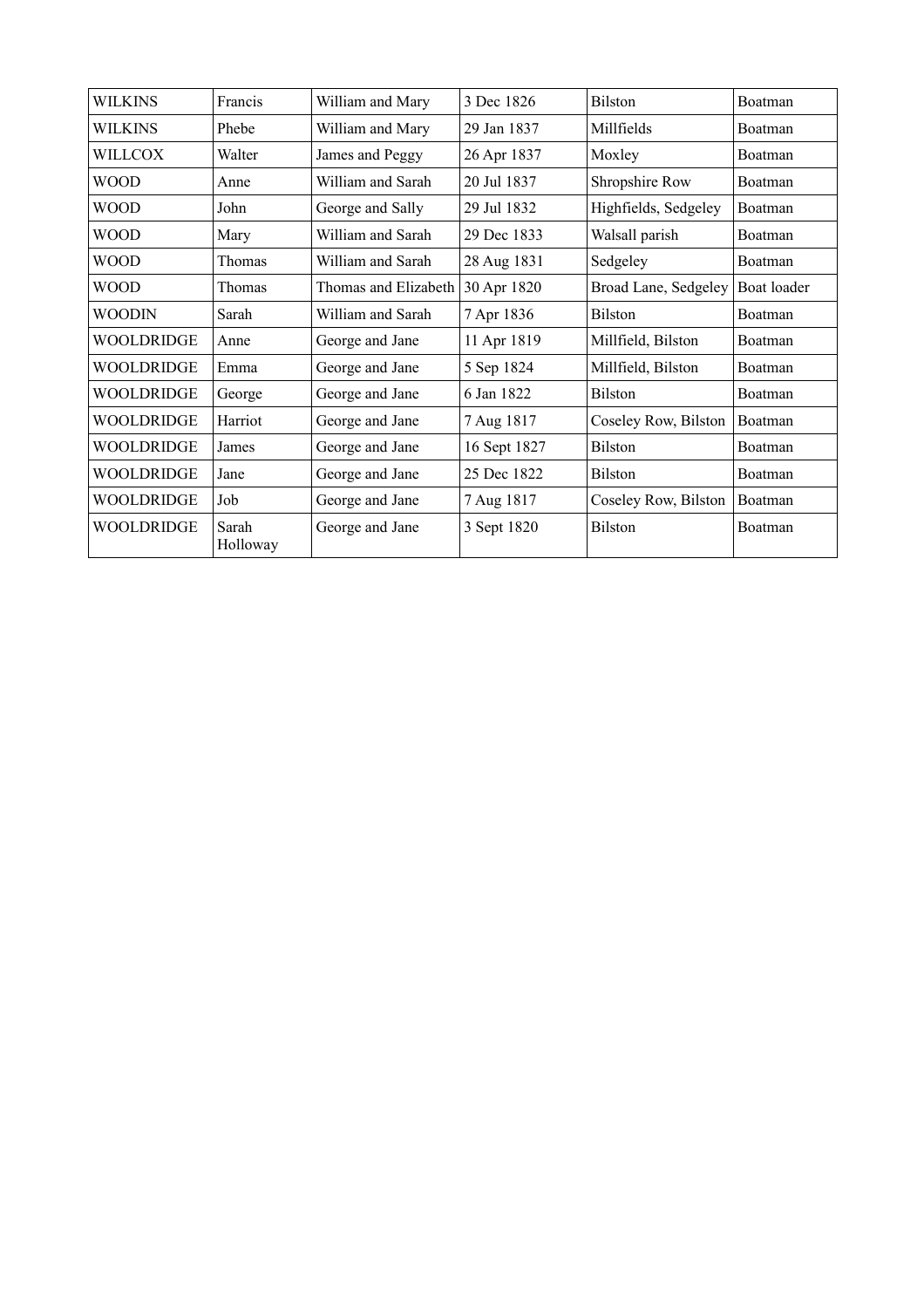| | | | | | |
|---|---|---|---|---|---|
| WILKINS | Francis | William and Mary | 3 Dec 1826 | Bilston | Boatman |
| WILKINS | Phebe | William and Mary | 29 Jan 1837 | Millfields | Boatman |
| WILLCOX | Walter | James and Peggy | 26 Apr 1837 | Moxley | Boatman |
| WOOD | Anne | William and Sarah | 20 Jul 1837 | Shropshire Row | Boatman |
| WOOD | John | George and Sally | 29 Jul 1832 | Highfields, Sedgeley | Boatman |
| WOOD | Mary | William and Sarah | 29 Dec 1833 | Walsall parish | Boatman |
| WOOD | Thomas | William and Sarah | 28 Aug 1831 | Sedgeley | Boatman |
| WOOD | Thomas | Thomas and Elizabeth | 30 Apr 1820 | Broad Lane, Sedgeley | Boat loader |
| WOODIN | Sarah | William and Sarah | 7 Apr 1836 | Bilston | Boatman |
| WOOLDRIDGE | Anne | George and Jane | 11 Apr 1819 | Millfield, Bilston | Boatman |
| WOOLDRIDGE | Emma | George and Jane | 5 Sep 1824 | Millfield, Bilston | Boatman |
| WOOLDRIDGE | George | George and Jane | 6 Jan 1822 | Bilston | Boatman |
| WOOLDRIDGE | Harriot | George and Jane | 7 Aug 1817 | Coseley Row, Bilston | Boatman |
| WOOLDRIDGE | James | George and Jane | 16 Sept 1827 | Bilston | Boatman |
| WOOLDRIDGE | Jane | George and Jane | 25 Dec 1822 | Bilston | Boatman |
| WOOLDRIDGE | Job | George and Jane | 7 Aug 1817 | Coseley Row, Bilston | Boatman |
| WOOLDRIDGE | Sarah Holloway | George and Jane | 3 Sept 1820 | Bilston | Boatman |